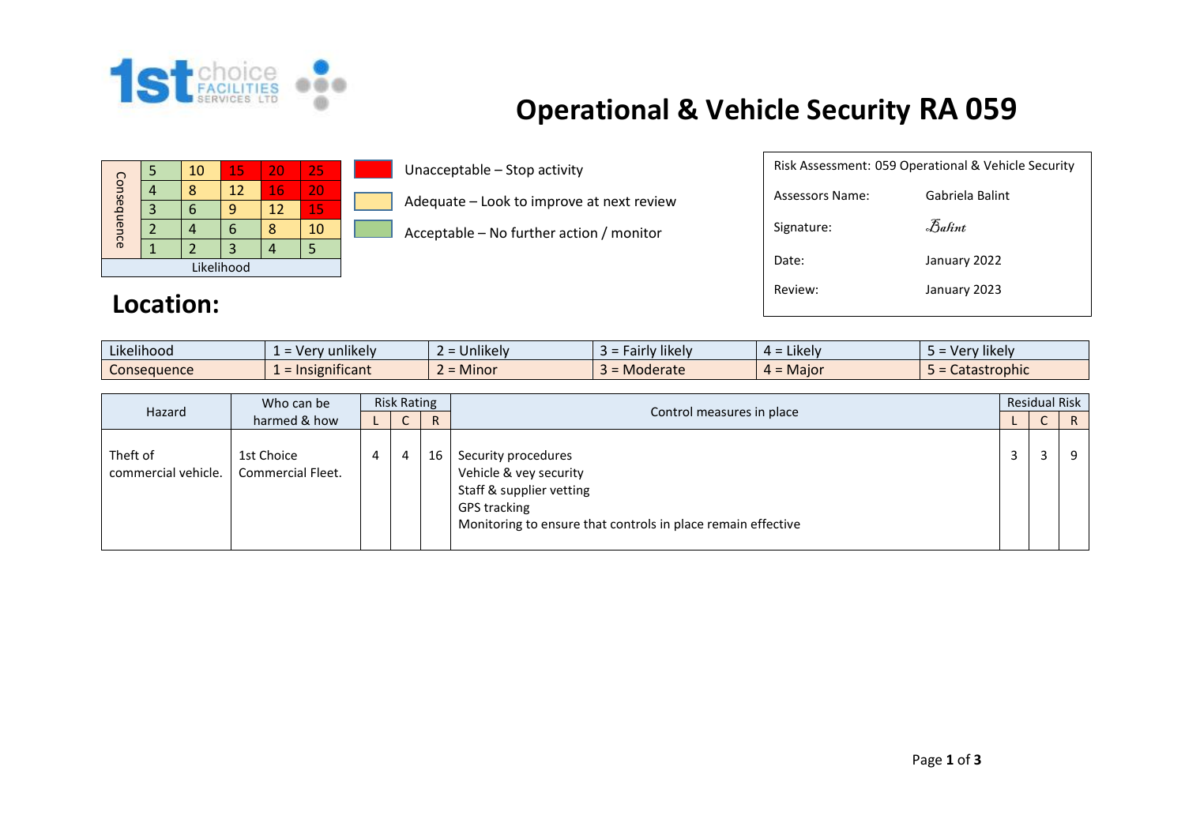# Operational & Vehicle Security RA 059

| Consequence | | | | | |
|---|---|---|---|---|---|
| | 5 | 10 | 15 | 20 | 25 |
| | 4 | 8 | 12 | 16 | 20 |
| | 3 | 6 | 9 | 12 | 15 |
| | 2 | 4 | 6 | 8 | 10 |
| | 1 | 2 | 3 | 4 | 5 |
| Likelihood | | | | | |

Unacceptable – Stop activity

Adequate – Look to improve at next review

Acceptable – No further action / monitor

| | |
|---|---|
| Risk Assessment: 059 Operational & Vehicle Security | |
| Assessors Name: | Gabriela Balint |
| Signature: | *Balint* |
| Date: | January 2022 |
| Review: | January 2023 |

## Location:

| | | | | | |
|---|---|---|---|---|---|
| Likelihood | 1 = Very unlikely | 2 = Unlikely | 3 = Fairly likely | 4 = Likely | 5 = Very likely |
| Consequence | 1 = Insignificant | 2 = Minor | 3 = Moderate | 4 = Major | 5 = Catastrophic |

| Hazard | Who can be harmed & how | Risk Rating | | | Control measures in place | Residual Risk | | |
|---|---|---|---|---|---|---|---|---|
| | | L | C | R | | L | C | R |
| Theft of commercial vehicle. | 1st Choice Commercial Fleet. | 4 | 4 | 16 | Security procedures<br>Vehicle & vey security<br>Staff & supplier vetting<br>GPS tracking<br>Monitoring to ensure that controls in place remain effective | 3 | 3 | 9 |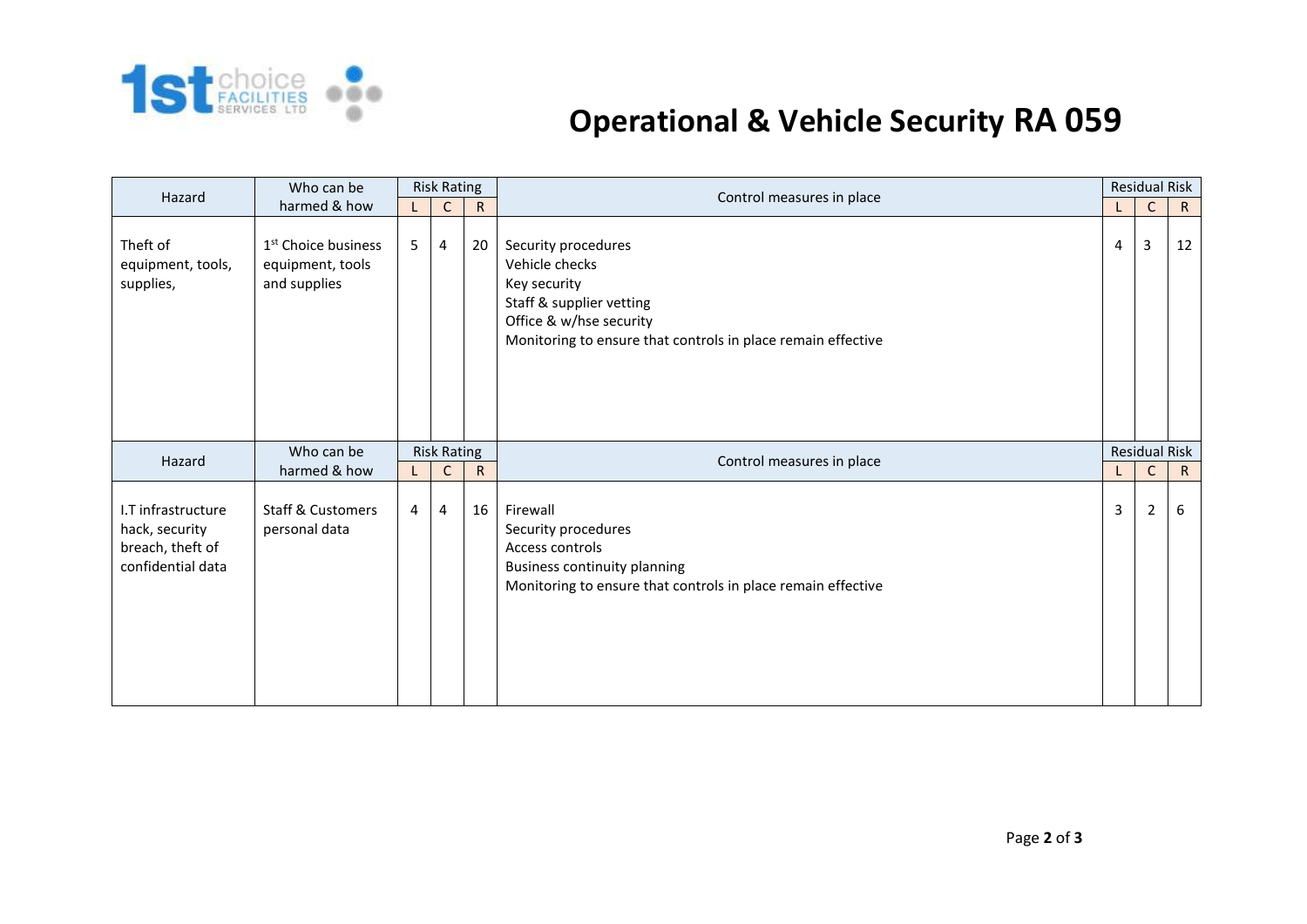# Operational & Vehicle Security RA 059

| Hazard | Who can be harmed & how | Risk Rating | | | Control measures in place | Residual Risk | | |
|---|---|---|---|---|---|---|---|---|
| | | L | C | R | | L | C | R |
| Theft of equipment, tools, supplies, | 1st Choice business equipment, tools and supplies | 5 | 4 | 20 | Security procedures<br>Vehicle checks<br>Key security<br>Staff & supplier vetting<br>Office & w/hse security<br>Monitoring to ensure that controls in place remain effective | 4 | 3 | 12 |

| Hazard | Who can be harmed & how | Risk Rating | | | Control measures in place | Residual Risk | | |
|---|---|---|---|---|---|---|---|---|
| | | L | C | R | | L | C | R |
| I.T infrastructure hack, security breach, theft of confidential data | Staff & Customers personal data | 4 | 4 | 16 | Firewall<br>Security procedures<br>Access controls<br>Business continuity planning<br>Monitoring to ensure that controls in place remain effective | 3 | 2 | 6 |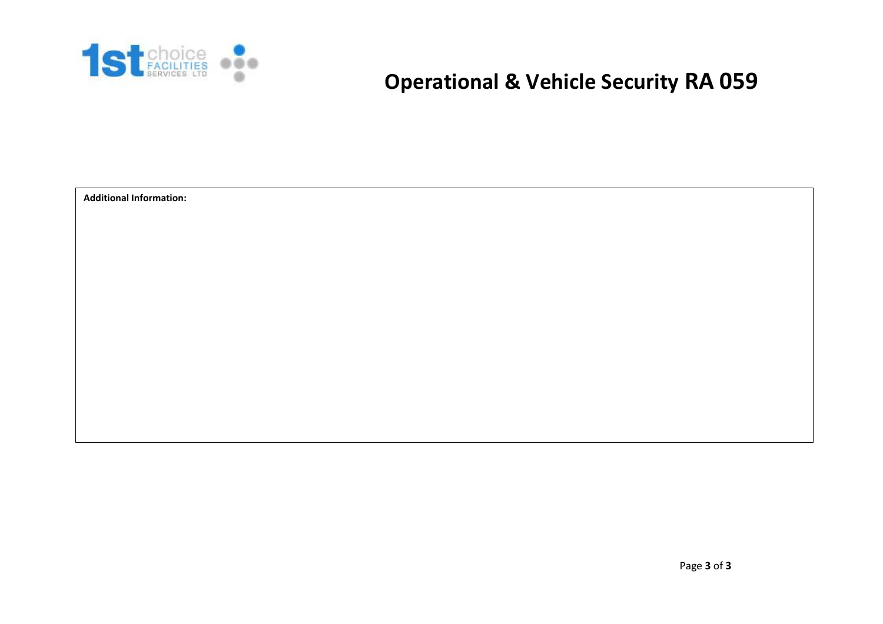# Operational & Vehicle Security RA 059

| **Additional Information:** |
|---|
| |